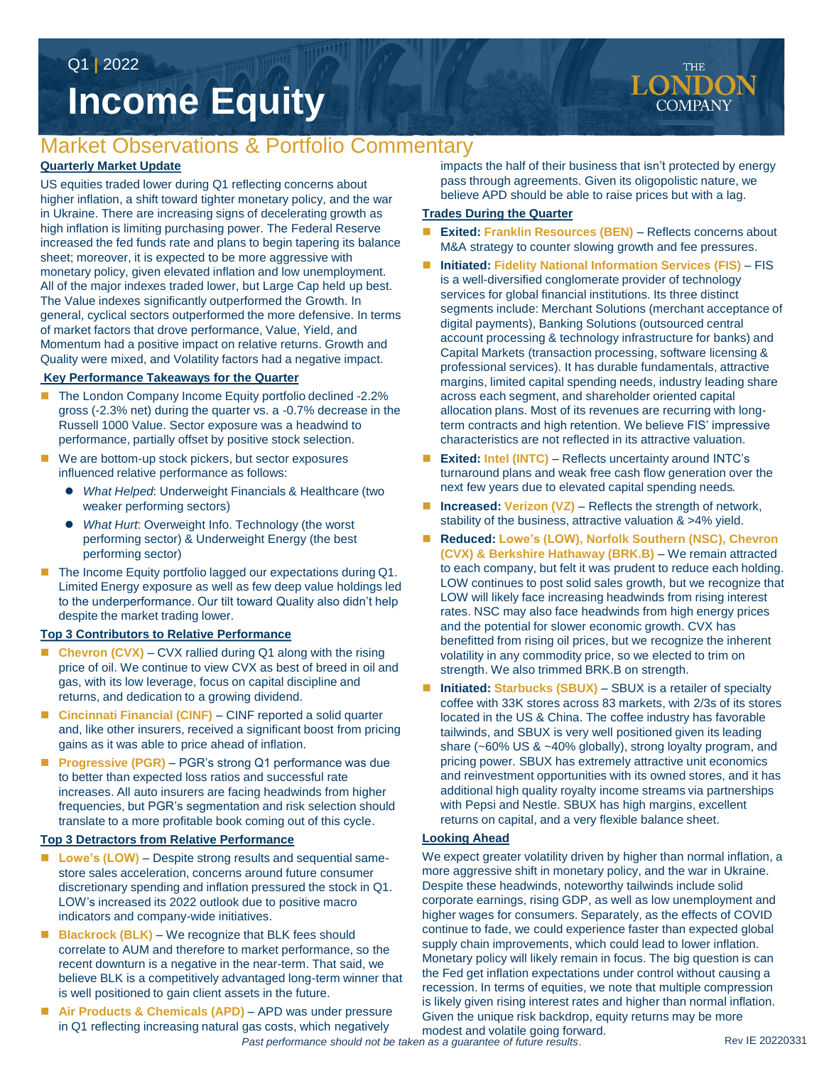Q1 | 2022

# Income Equity

THE LONDON COMPANY

## Market Observations & Portfolio Commentary

### Quarterly Market Update

US equities traded lower during Q1 reflecting concerns about higher inflation, a shift toward tighter monetary policy, and the war in Ukraine. There are increasing signs of decelerating growth as high inflation is limiting purchasing power. The Federal Reserve increased the fed funds rate and plans to begin tapering its balance sheet; moreover, it is expected to be more aggressive with monetary policy, given elevated inflation and low unemployment. All of the major indexes traded lower, but Large Cap held up best. The Value indexes significantly outperformed the Growth. In general, cyclical sectors outperformed the more defensive. In terms of market factors that drove performance, Value, Yield, and Momentum had a positive impact on relative returns. Growth and Quality were mixed, and Volatility factors had a negative impact.

### Key Performance Takeaways for the Quarter

- The London Company Income Equity portfolio declined -2.2% gross (-2.3% net) during the quarter vs. a -0.7% decrease in the Russell 1000 Value. Sector exposure was a headwind to performance, partially offset by positive stock selection.
- We are bottom-up stock pickers, but sector exposures influenced relative performance as follows:
  - *What Helped*: Underweight Financials & Healthcare (two weaker performing sectors)
  - *What Hurt*: Overweight Info. Technology (the worst performing sector) & Underweight Energy (the best performing sector)
- The Income Equity portfolio lagged our expectations during Q1. Limited Energy exposure as well as few deep value holdings led to the underperformance. Our tilt toward Quality also didn't help despite the market trading lower.

### Top 3 Contributors to Relative Performance

- **Chevron (CVX)** – CVX rallied during Q1 along with the rising price of oil. We continue to view CVX as best of breed in oil and gas, with its low leverage, focus on capital discipline and returns, and dedication to a growing dividend.
- **Cincinnati Financial (CINF)** – CINF reported a solid quarter and, like other insurers, received a significant boost from pricing gains as it was able to price ahead of inflation.
- **Progressive (PGR)** – PGR's strong Q1 performance was due to better than expected loss ratios and successful rate increases. All auto insurers are facing headwinds from higher frequencies, but PGR's segmentation and risk selection should translate to a more profitable book coming out of this cycle.

### Top 3 Detractors from Relative Performance

- **Lowe's (LOW)** – Despite strong results and sequential same-store sales acceleration, concerns around future consumer discretionary spending and inflation pressured the stock in Q1. LOW's increased its 2022 outlook due to positive macro indicators and company-wide initiatives.
- **Blackrock (BLK)** – We recognize that BLK fees should correlate to AUM and therefore to market performance, so the recent downturn is a negative in the near-term. That said, we believe BLK is a competitively advantaged long-term winner that is well positioned to gain client assets in the future.
- **Air Products & Chemicals (APD)** – APD was under pressure in Q1 reflecting increasing natural gas costs, which negatively impacts the half of their business that isn't protected by energy pass through agreements. Given its oligopolistic nature, we believe APD should be able to raise prices but with a lag.

### Trades During the Quarter

- **Exited: Franklin Resources (BEN)** – Reflects concerns about M&A strategy to counter slowing growth and fee pressures.
- **Initiated: Fidelity National Information Services (FIS)** – FIS is a well-diversified conglomerate provider of technology services for global financial institutions. Its three distinct segments include: Merchant Solutions (merchant acceptance of digital payments), Banking Solutions (outsourced central account processing & technology infrastructure for banks) and Capital Markets (transaction processing, software licensing & professional services). It has durable fundamentals, attractive margins, limited capital spending needs, industry leading share across each segment, and shareholder oriented capital allocation plans. Most of its revenues are recurring with long-term contracts and high retention. We believe FIS' impressive characteristics are not reflected in its attractive valuation.
- **Exited: Intel (INTC)** – Reflects uncertainty around INTC's turnaround plans and weak free cash flow generation over the next few years due to elevated capital spending needs.
- **Increased: Verizon (VZ)** – Reflects the strength of network, stability of the business, attractive valuation & >4% yield.
- **Reduced: Lowe's (LOW), Norfolk Southern (NSC), Chevron (CVX) & Berkshire Hathaway (BRK.B)** – We remain attracted to each company, but felt it was prudent to reduce each holding. LOW continues to post solid sales growth, but we recognize that LOW will likely face increasing headwinds from rising interest rates. NSC may also face headwinds from high energy prices and the potential for slower economic growth. CVX has benefitted from rising oil prices, but we recognize the inherent volatility in any commodity price, so we elected to trim on strength. We also trimmed BRK.B on strength.
- **Initiated: Starbucks (SBUX)** – SBUX is a retailer of specialty coffee with 33K stores across 83 markets, with 2/3s of its stores located in the US & China. The coffee industry has favorable tailwinds, and SBUX is very well positioned given its leading share (~60% US & ~40% globally), strong loyalty program, and pricing power. SBUX has extremely attractive unit economics and reinvestment opportunities with its owned stores, and it has additional high quality royalty income streams via partnerships with Pepsi and Nestle. SBUX has high margins, excellent returns on capital, and a very flexible balance sheet.

### Looking Ahead

We expect greater volatility driven by higher than normal inflation, a more aggressive shift in monetary policy, and the war in Ukraine. Despite these headwinds, noteworthy tailwinds include solid corporate earnings, rising GDP, as well as low unemployment and higher wages for consumers. Separately, as the effects of COVID continue to fade, we could experience faster than expected global supply chain improvements, which could lead to lower inflation. Monetary policy will likely remain in focus. The big question is can the Fed get inflation expectations under control without causing a recession. In terms of equities, we note that multiple compression is likely given rising interest rates and higher than normal inflation. Given the unique risk backdrop, equity returns may be more modest and volatile going forward.

*Past performance should not be taken as a guarantee of future results.*

Rev IE 20220331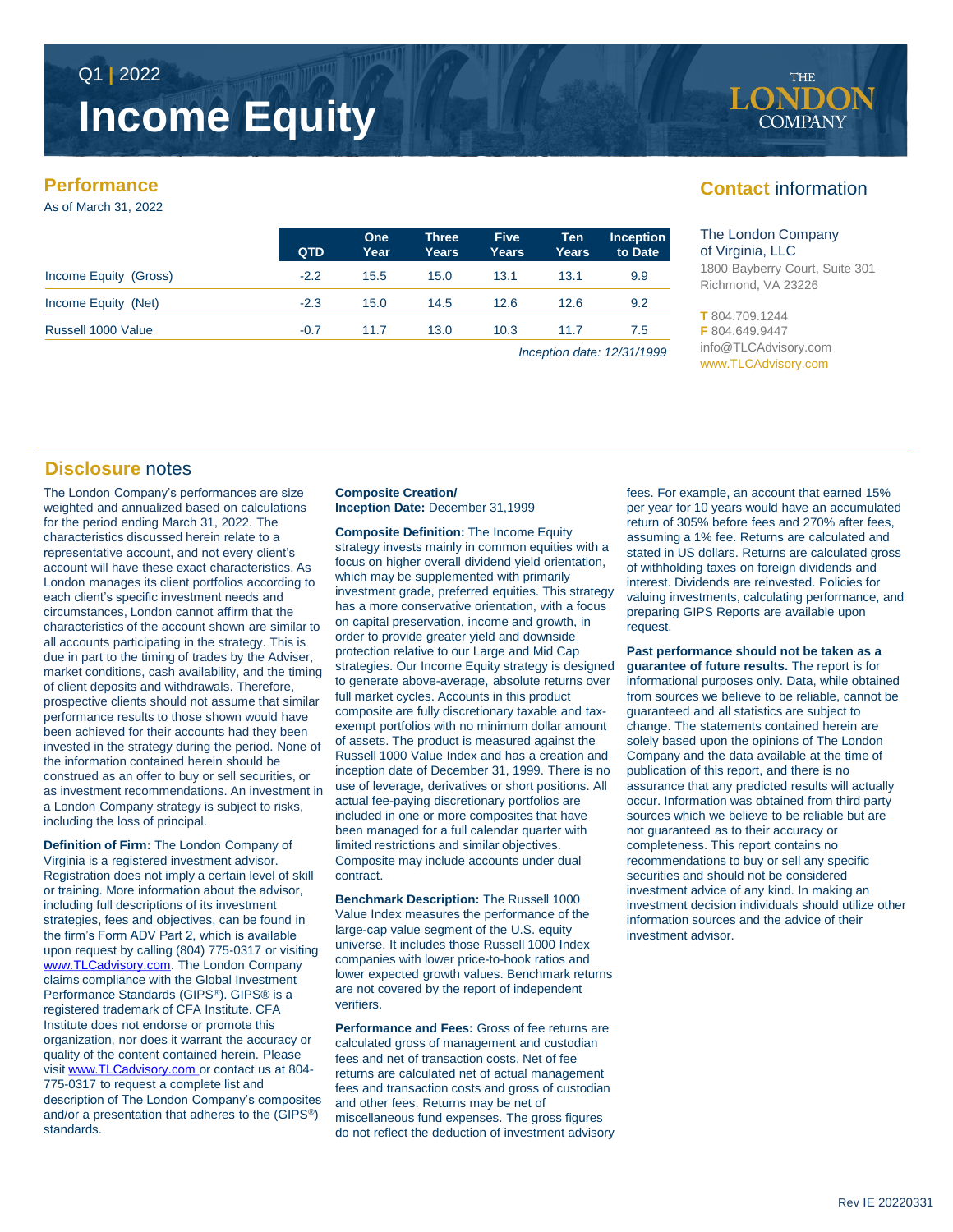Q1 | 2022

# Income Equity

THE LONDON COMPANY

## Performance

As of March 31, 2022

| | QTD | One Year | Three Years | Five Years | Ten Years | Inception to Date |
|---|---|---|---|---|---|---|
| Income Equity (Gross) | -2.2 | 15.5 | 15.0 | 13.1 | 13.1 | 9.9 |
| Income Equity (Net) | -2.3 | 15.0 | 14.5 | 12.6 | 12.6 | 9.2 |
| Russell 1000 Value | -0.7 | 11.7 | 13.0 | 10.3 | 11.7 | 7.5 |

*Inception date: 12/31/1999*

## Contact information

The London Company
of Virginia, LLC
1800 Bayberry Court, Suite 301
Richmond, VA 23226

T 804.709.1244
F 804.649.9447
info@TLCAdvisory.com
www.TLCAdvisory.com

## Disclosure notes

The London Company's performances are size weighted and annualized based on calculations for the period ending March 31, 2022. The characteristics discussed herein relate to a representative account, and not every client's account will have these exact characteristics. As London manages its client portfolios according to each client's specific investment needs and circumstances, London cannot affirm that the characteristics of the account shown are similar to all accounts participating in the strategy. This is due in part to the timing of trades by the Adviser, market conditions, cash availability, and the timing of client deposits and withdrawals. Therefore, prospective clients should not assume that similar performance results to those shown would have been achieved for their accounts had they been invested in the strategy during the period. None of the information contained herein should be construed as an offer to buy or sell securities, or as investment recommendations. An investment in a London Company strategy is subject to risks, including the loss of principal.

**Definition of Firm:** The London Company of Virginia is a registered investment advisor. Registration does not imply a certain level of skill or training. More information about the advisor, including full descriptions of its investment strategies, fees and objectives, can be found in the firm's Form ADV Part 2, which is available upon request by calling (804) 775-0317 or visiting www.TLCadvisory.com. The London Company claims compliance with the Global Investment Performance Standards (GIPS®). GIPS® is a registered trademark of CFA Institute. CFA Institute does not endorse or promote this organization, nor does it warrant the accuracy or quality of the content contained herein. Please visit www.TLCadvisory.com or contact us at 804-775-0317 to request a complete list and description of The London Company's composites and/or a presentation that adheres to the (GIPS®) standards.

**Composite Creation/ Inception Date:** December 31,1999

**Composite Definition:** The Income Equity strategy invests mainly in common equities with a focus on higher overall dividend yield orientation, which may be supplemented with primarily investment grade, preferred equities. This strategy has a more conservative orientation, with a focus on capital preservation, income and growth, in order to provide greater yield and downside protection relative to our Large and Mid Cap strategies. Our Income Equity strategy is designed to generate above-average, absolute returns over full market cycles. Accounts in this product composite are fully discretionary taxable and tax-exempt portfolios with no minimum dollar amount of assets. The product is measured against the Russell 1000 Value Index and has a creation and inception date of December 31, 1999. There is no use of leverage, derivatives or short positions. All actual fee-paying discretionary portfolios are included in one or more composites that have been managed for a full calendar quarter with limited restrictions and similar objectives. Composite may include accounts under dual contract.

**Benchmark Description:** The Russell 1000 Value Index measures the performance of the large-cap value segment of the U.S. equity universe. It includes those Russell 1000 Index companies with lower price-to-book ratios and lower expected growth values. Benchmark returns are not covered by the report of independent verifiers.

**Performance and Fees:** Gross of fee returns are calculated gross of management and custodian fees and net of transaction costs. Net of fee returns are calculated net of actual management fees and transaction costs and gross of custodian and other fees. Returns may be net of miscellaneous fund expenses. The gross figures do not reflect the deduction of investment advisory fees. For example, an account that earned 15% per year for 10 years would have an accumulated return of 305% before fees and 270% after fees, assuming a 1% fee. Returns are calculated and stated in US dollars. Returns are calculated gross of withholding taxes on foreign dividends and interest. Dividends are reinvested. Policies for valuing investments, calculating performance, and preparing GIPS Reports are available upon request.

**Past performance should not be taken as a guarantee of future results.** The report is for informational purposes only. Data, while obtained from sources we believe to be reliable, cannot be guaranteed and all statistics are subject to change. The statements contained herein are solely based upon the opinions of The London Company and the data available at the time of publication of this report, and there is no assurance that any predicted results will actually occur. Information was obtained from third party sources which we believe to be reliable but are not guaranteed as to their accuracy or completeness. This report contains no recommendations to buy or sell any specific securities and should not be considered investment advice of any kind. In making an investment decision individuals should utilize other information sources and the advice of their investment advisor.

Rev IE 20220331